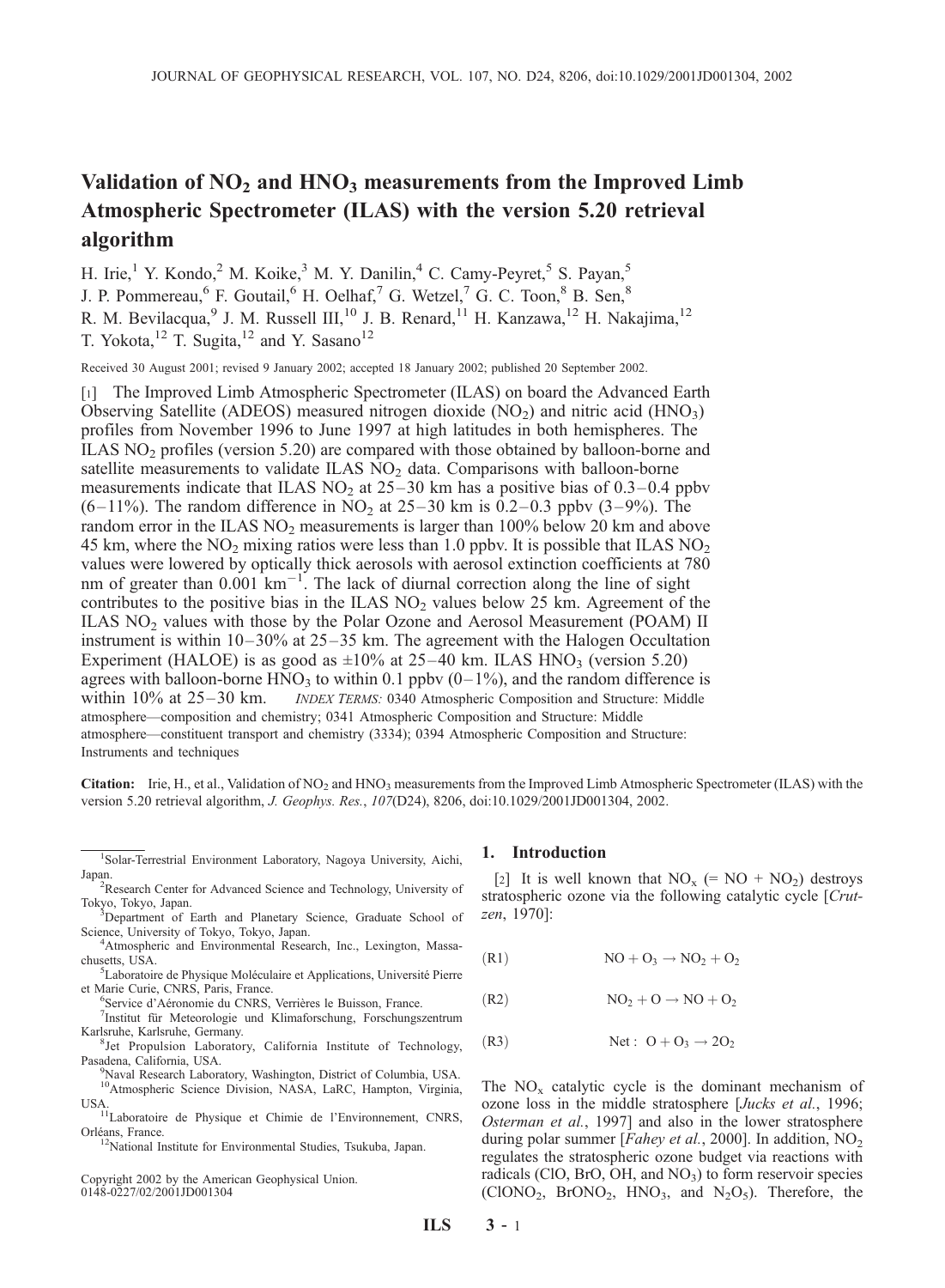# Validation of $NO_2$ and $HNO_3$ measurements from the Improved Limb Atmospheric Spectrometer (ILAS) with the version 5.20 retrieval algorithm

H. Irie,[1] Y. Kondo,[2] M. Koike,[3] M. Y. Danilin,[4] C. Camy-Peyret,[5] S. Payan,[5] J. P. Pommereau,[6] F. Goutail,[6] H. Oelhaf,[7] G. Wetzel,[7] G. C. Toon,[8] B. Sen,[8] R. M. Bevilacqua,[9] J. M. Russell III,[10] J. B. Renard,[11] H. Kanzawa,[12] H. Nakajima,[12] T. Yokota,[12] T. Sugita,[12] and Y. Sasano[12]

Received 30 August 2001; revised 9 January 2002; accepted 18 January 2002; published 20 September 2002.

[1] The Improved Limb Atmospheric Spectrometer (ILAS) on board the Advanced Earth Observing Satellite (ADEOS) measured nitrogen dioxide ($NO_2$) and nitric acid ($HNO_3$) profiles from November 1996 to June 1997 at high latitudes in both hemispheres. The ILAS $NO_2$ profiles (version 5.20) are compared with those obtained by balloon-borne and satellite measurements to validate ILAS $NO_2$ data. Comparisons with balloon-borne measurements indicate that ILAS $NO_2$ at 25–30 km has a positive bias of 0.3–0.4 ppbv (6–11%). The random difference in $NO_2$ at 25–30 km is 0.2–0.3 ppbv (3–9%). The random error in the ILAS $NO_2$ measurements is larger than 100% below 20 km and above 45 km, where the $NO_2$ mixing ratios were less than 1.0 ppbv. It is possible that ILAS $NO_2$ values were lowered by optically thick aerosols with aerosol extinction coefficients at 780 nm of greater than 0.001 $km^{-1}$. The lack of diurnal correction along the line of sight contributes to the positive bias in the ILAS $NO_2$ values below 25 km. Agreement of the ILAS $NO_2$ values with those by the Polar Ozone and Aerosol Measurement (POAM) II instrument is within 10–30% at 25–35 km. The agreement with the Halogen Occultation Experiment (HALOE) is as good as ±10% at 25–40 km. ILAS $HNO_3$ (version 5.20) agrees with balloon-borne $HNO_3$ to within 0.1 ppbv (0–1%), and the random difference is within 10% at 25–30 km. *INDEX TERMS:* 0340 Atmospheric Composition and Structure: Middle atmosphere—composition and chemistry; 0341 Atmospheric Composition and Structure: Middle atmosphere—constituent transport and chemistry (3334); 0394 Atmospheric Composition and Structure: Instruments and techniques

**Citation:** Irie, H., et al., Validation of $NO_2$ and $HNO_3$ measurements from the Improved Limb Atmospheric Spectrometer (ILAS) with the version 5.20 retrieval algorithm, *J. Geophys. Res.*, *107*(D24), 8206, doi:10.1029/2001JD001304, 2002.

## 1. Introduction

[2] It is well known that $NO_x$ (= $NO + NO_2$) destroys stratospheric ozone via the following catalytic cycle [*Crutzen*, 1970]:

$$\text{(R1)} \qquad NO + O_3 \rightarrow NO_2 + O_2$$

$$\text{(R2)} \qquad NO_2 + O \rightarrow NO + O_2$$

$$\text{(R3)} \qquad \text{Net}: \ O + O_3 \rightarrow 2O_2$$

The $NO_x$ catalytic cycle is the dominant mechanism of ozone loss in the middle stratosphere [*Jucks et al.*, 1996; *Osterman et al.*, 1997] and also in the lower stratosphere during polar summer [*Fahey et al.*, 2000]. In addition, $NO_2$ regulates the stratospheric ozone budget via reactions with radicals (ClO, BrO, OH, and $NO_3$) to form reservoir species ($ClONO_2$, $BrONO_2$, $HNO_3$, and $N_2O_5$). Therefore, the

---

[1] Solar-Terrestrial Environment Laboratory, Nagoya University, Aichi, Japan.
[2] Research Center for Advanced Science and Technology, University of Tokyo, Tokyo, Japan.
[3] Department of Earth and Planetary Science, Graduate School of Science, University of Tokyo, Tokyo, Japan.
[4] Atmospheric and Environmental Research, Inc., Lexington, Massachusetts, USA.
[5] Laboratoire de Physique Moléculaire et Applications, Université Pierre et Marie Curie, CNRS, Paris, France.
[6] Service d'Aéronomie du CNRS, Verrières le Buisson, France.
[7] Institut für Meteorologie und Klimaforschung, Forschungszentrum Karlsruhe, Karlsruhe, Germany.
[8] Jet Propulsion Laboratory, California Institute of Technology, Pasadena, California, USA.
[9] Naval Research Laboratory, Washington, District of Columbia, USA.
[10] Atmospheric Science Division, NASA, LaRC, Hampton, Virginia, USA.
[11] Laboratoire de Physique et Chimie de l'Environnement, CNRS, Orléans, France.
[12] National Institute for Environmental Studies, Tsukuba, Japan.

Copyright 2002 by the American Geophysical Union.
0148-0227/02/2001JD001304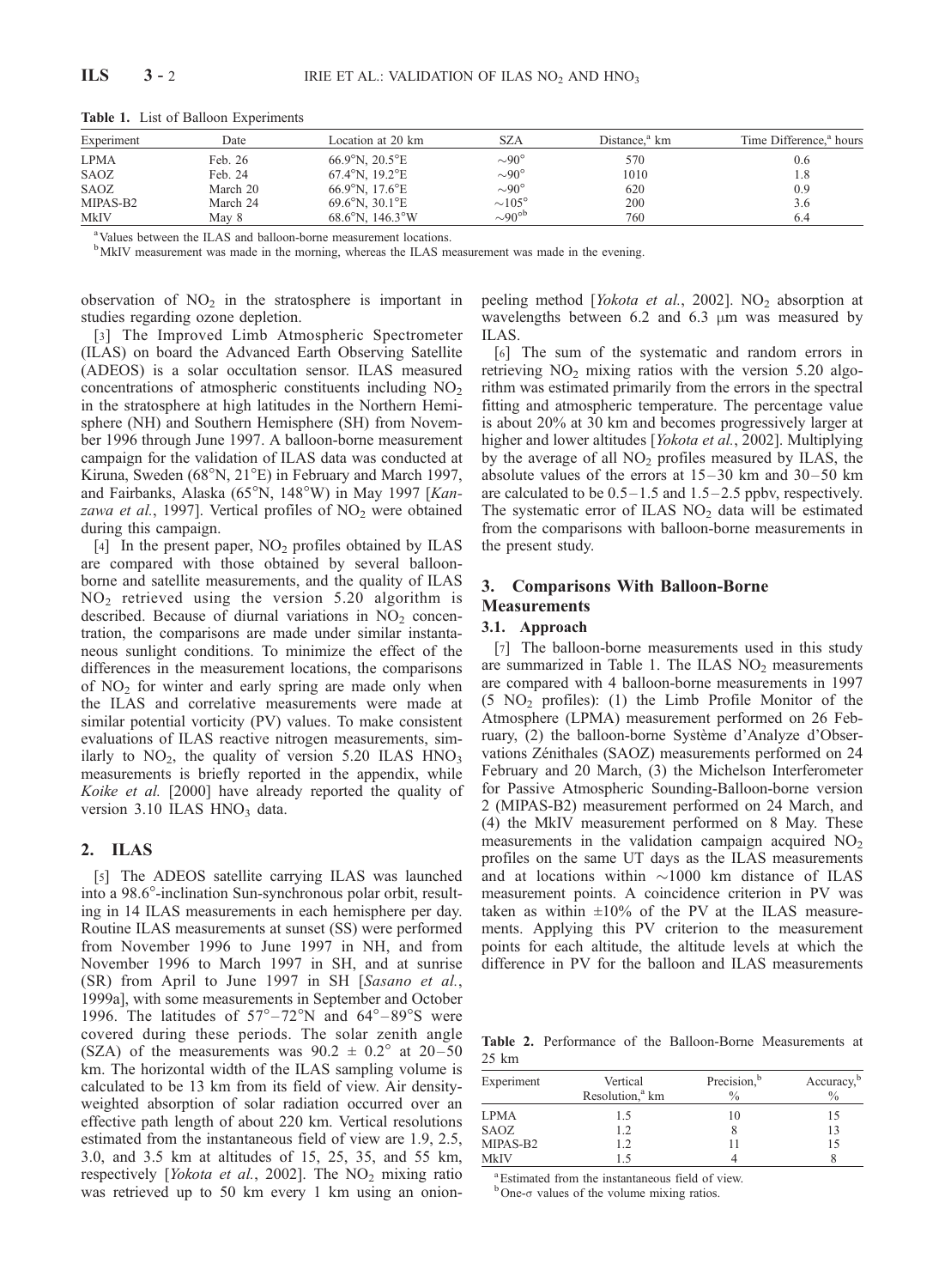**Table 1.** List of Balloon Experiments

| Experiment | Date | Location at 20 km | SZA | Distance,[a] km | Time Difference,[a] hours |
|---|---|---|---|---|---|
| LPMA | Feb. 26 | 66.9°N, 20.5°E | ~90° | 570 | 0.6 |
| SAOZ | Feb. 24 | 67.4°N, 19.2°E | ~90° | 1010 | 1.8 |
| SAOZ | March 20 | 66.9°N, 17.6°E | ~90° | 620 | 0.9 |
| MIPAS-B2 | March 24 | 69.6°N, 30.1°E | ~105° | 200 | 3.6 |
| MkIV | May 8 | 68.6°N, 146.3°W | ~90°[b] | 760 | 6.4 |

[a]Values between the ILAS and balloon-borne measurement locations.
[b]MkIV measurement was made in the morning, whereas the ILAS measurement was made in the evening.

observation of $NO_2$ in the stratosphere is important in studies regarding ozone depletion.

[3] The Improved Limb Atmospheric Spectrometer (ILAS) on board the Advanced Earth Observing Satellite (ADEOS) is a solar occultation sensor. ILAS measured concentrations of atmospheric constituents including $NO_2$ in the stratosphere at high latitudes in the Northern Hemisphere (NH) and Southern Hemisphere (SH) from November 1996 through June 1997. A balloon-borne measurement campaign for the validation of ILAS data was conducted at Kiruna, Sweden (68°N, 21°E) in February and March 1997, and Fairbanks, Alaska (65°N, 148°W) in May 1997 [*Kanzawa et al.*, 1997]. Vertical profiles of $NO_2$ were obtained during this campaign.

[4] In the present paper, $NO_2$ profiles obtained by ILAS are compared with those obtained by several balloon-borne and satellite measurements, and the quality of ILAS $NO_2$ retrieved using the version 5.20 algorithm is described. Because of diurnal variations in $NO_2$ concentration, the comparisons are made under similar instantaneous sunlight conditions. To minimize the effect of the differences in the measurement locations, the comparisons of $NO_2$ for winter and early spring are made only when the ILAS and correlative measurements were made at similar potential vorticity (PV) values. To make consistent evaluations of ILAS reactive nitrogen measurements, similarly to $NO_2$, the quality of version 5.20 ILAS $HNO_3$ measurements is briefly reported in the appendix, while *Koike et al.* [2000] have already reported the quality of version 3.10 ILAS $HNO_3$ data.

## 2. ILAS

[5] The ADEOS satellite carrying ILAS was launched into a 98.6°-inclination Sun-synchronous polar orbit, resulting in 14 ILAS measurements in each hemisphere per day. Routine ILAS measurements at sunset (SS) were performed from November 1996 to June 1997 in NH, and from November 1996 to March 1997 in SH, and at sunrise (SR) from April to June 1997 in SH [*Sasano et al.*, 1999a], with some measurements in September and October 1996. The latitudes of 57°–72°N and 64°–89°S were covered during these periods. The solar zenith angle (SZA) of the measurements was 90.2 ± 0.2° at 20–50 km. The horizontal width of the ILAS sampling volume is calculated to be 13 km from its field of view. Air density-weighted absorption of solar radiation occurred over an effective path length of about 220 km. Vertical resolutions estimated from the instantaneous field of view are 1.9, 2.5, 3.0, and 3.5 km at altitudes of 15, 25, 35, and 55 km, respectively [*Yokota et al.*, 2002]. The $NO_2$ mixing ratio was retrieved up to 50 km every 1 km using an onion-peeling method [*Yokota et al.*, 2002]. $NO_2$ absorption at wavelengths between 6.2 and 6.3 μm was measured by ILAS.

[6] The sum of the systematic and random errors in retrieving $NO_2$ mixing ratios with the version 5.20 algorithm was estimated primarily from the errors in the spectral fitting and atmospheric temperature. The percentage value is about 20% at 30 km and becomes progressively larger at higher and lower altitudes [*Yokota et al.*, 2002]. Multiplying by the average of all $NO_2$ profiles measured by ILAS, the absolute values of the errors at 15–30 km and 30–50 km are calculated to be 0.5–1.5 and 1.5–2.5 ppbv, respectively. The systematic error of ILAS $NO_2$ data will be estimated from the comparisons with balloon-borne measurements in the present study.

## 3. Comparisons With Balloon-Borne Measurements

### 3.1. Approach

[7] The balloon-borne measurements used in this study are summarized in Table 1. The ILAS $NO_2$ measurements are compared with 4 balloon-borne measurements in 1997 (5 $NO_2$ profiles): (1) the Limb Profile Monitor of the Atmosphere (LPMA) measurement performed on 26 February, (2) the balloon-borne Système d'Analyze d'Observations Zénithales (SAOZ) measurements performed on 24 February and 20 March, (3) the Michelson Interferometer for Passive Atmospheric Sounding-Balloon-borne version 2 (MIPAS-B2) measurement performed on 24 March, and (4) the MkIV measurement performed on 8 May. These measurements in the validation campaign acquired $NO_2$ profiles on the same UT days as the ILAS measurements and at locations within ~1000 km distance of ILAS measurement points. A coincidence criterion in PV was taken as within ±10% of the PV at the ILAS measurements. Applying this PV criterion to the measurement points for each altitude, the altitude levels at which the difference in PV for the balloon and ILAS measurements

**Table 2.** Performance of the Balloon-Borne Measurements at 25 km

| Experiment | Vertical Resolution,[a] km | Precision,[b] % | Accuracy,[b] % |
|---|---|---|---|
| LPMA | 1.5 | 10 | 15 |
| SAOZ | 1.2 | 8 | 13 |
| MIPAS-B2 | 1.2 | 11 | 15 |
| MkIV | 1.5 | 4 | 8 |

[a]Estimated from the instantaneous field of view.
[b]One-σ values of the volume mixing ratios.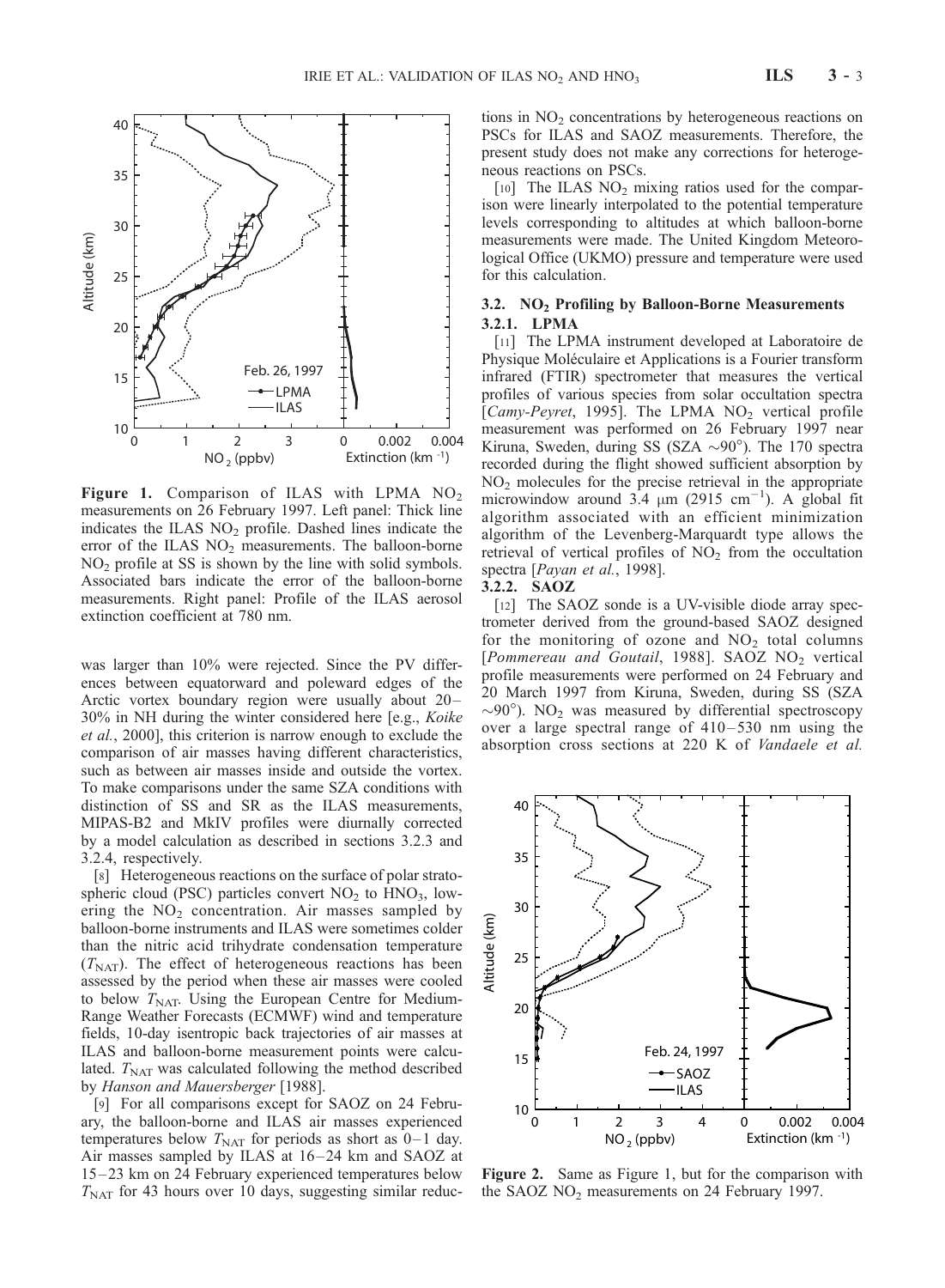was larger than 10% were rejected. Since the PV differences between equatorward and poleward edges of the Arctic vortex boundary region were usually about 20–30% in NH during the winter considered here [e.g., *Koike et al.*, 2000], this criterion is narrow enough to exclude the comparison of air masses having different characteristics, such as between air masses inside and outside the vortex. To make comparisons under the same SZA conditions with distinction of SS and SR as the ILAS measurements, MIPAS-B2 and MkIV profiles were diurnally corrected by a model calculation as described in sections 3.2.3 and 3.2.4, respectively.

[8] Heterogeneous reactions on the surface of polar stratospheric cloud (PSC) particles convert $NO_2$ to $HNO_3$, lowering the $NO_2$ concentration. Air masses sampled by balloon-borne instruments and ILAS were sometimes colder than the nitric acid trihydrate condensation temperature ($T_{NAT}$). The effect of heterogeneous reactions has been assessed by the period when these air masses were cooled to below $T_{NAT}$. Using the European Centre for Medium-Range Weather Forecasts (ECMWF) wind and temperature fields, 10-day isentropic back trajectories of air masses at ILAS and balloon-borne measurement points were calculated. $T_{NAT}$ was calculated following the method described by *Hanson and Mauersberger* [1988].

[9] For all comparisons except for SAOZ on 24 February, the balloon-borne and ILAS air masses experienced temperatures below $T_{NAT}$ for periods as short as 0–1 day. Air masses sampled by ILAS at 16–24 km and SAOZ at 15–23 km on 24 February experienced temperatures below $T_{NAT}$ for 43 hours over 10 days, suggesting similar reductions in $NO_2$ concentrations by heterogeneous reactions on PSCs for ILAS and SAOZ measurements. Therefore, the present study does not make any corrections for heterogeneous reactions on PSCs.

[10] The ILAS $NO_2$ mixing ratios used for the comparison were linearly interpolated to the potential temperature levels corresponding to altitudes at which balloon-borne measurements were made. The United Kingdom Meteorological Office (UKMO) pressure and temperature were used for this calculation.

### 3.2. $NO_2$ Profiling by Balloon-Borne Measurements

#### 3.2.1. LPMA

[11] The LPMA instrument developed at Laboratoire de Physique Moléculaire et Applications is a Fourier transform infrared (FTIR) spectrometer that measures the vertical profiles of various species from solar occultation spectra [*Camy-Peyret*, 1995]. The LPMA $NO_2$ vertical profile measurement was performed on 26 February 1997 near Kiruna, Sweden, during SS (SZA ~90°). The 170 spectra recorded during the flight showed sufficient absorption by $NO_2$ molecules for the precise retrieval in the appropriate microwindow around 3.4 μm (2915 cm$^{-1}$). A global fit algorithm associated with an efficient minimization algorithm of the Levenberg-Marquardt type allows the retrieval of vertical profiles of $NO_2$ from the occultation spectra [*Payan et al.*, 1998].

#### 3.2.2. SAOZ

[12] The SAOZ sonde is a UV-visible diode array spectrometer derived from the ground-based SAOZ designed for the monitoring of ozone and $NO_2$ total columns [*Pommereau and Goutail*, 1988]. SAOZ $NO_2$ vertical profile measurements were performed on 24 February and 20 March 1997 from Kiruna, Sweden, during SS (SZA ~90°). $NO_2$ was measured by differential spectroscopy over a large spectral range of 410–530 nm using the absorption cross sections at 220 K of *Vandaele et al.*

**Figure 1.** Comparison of ILAS with LPMA $NO_2$ measurements on 26 February 1997. Left panel: Thick line indicates the ILAS $NO_2$ profile. Dashed lines indicate the error of the ILAS $NO_2$ measurements. The balloon-borne $NO_2$ profile at SS is shown by the line with solid symbols. Associated bars indicate the error of the balloon-borne measurements. Right panel: Profile of the ILAS aerosol extinction coefficient at 780 nm.

**Figure 2.** Same as Figure 1, but for the comparison with the SAOZ $NO_2$ measurements on 24 February 1997.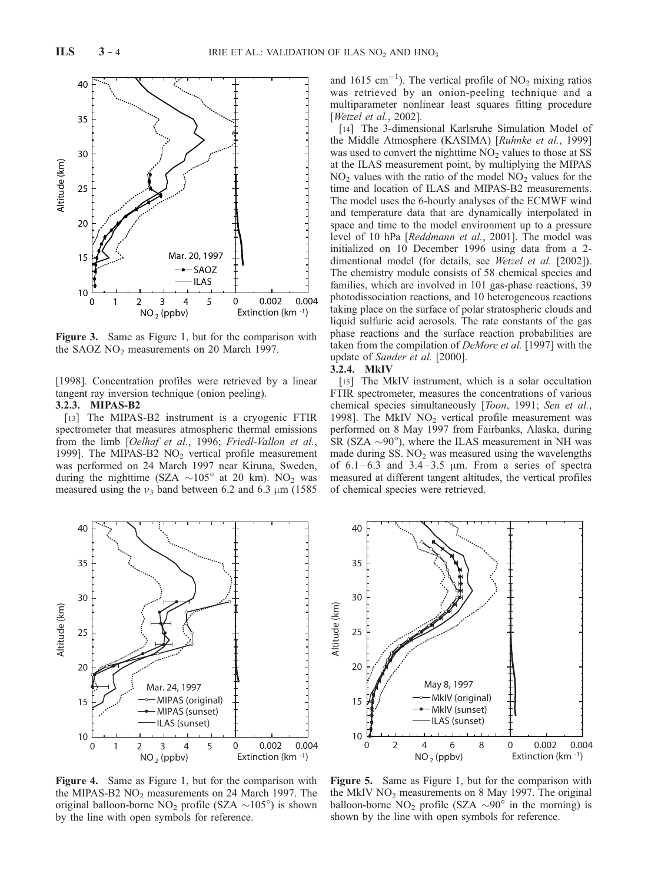Figure 3. Same as Figure 1, but for the comparison with the SAOZ $NO_2$ measurements on 20 March 1997.

[1998]. Concentration profiles were retrieved by a linear tangent ray inversion technique (onion peeling).

#### 3.2.3. MIPAS-B2

[13] The MIPAS-B2 instrument is a cryogenic FTIR spectrometer that measures atmospheric thermal emissions from the limb [*Oelhaf et al.*, 1996; *Friedl-Vallon et al.*, 1999]. The MIPAS-B2 $NO_2$ vertical profile measurement was performed on 24 March 1997 near Kiruna, Sweden, during the nighttime (SZA ~105° at 20 km). $NO_2$ was measured using the $\nu_3$ band between 6.2 and 6.3 μm (1585 and 1615 $cm^{-1}$). The vertical profile of $NO_2$ mixing ratios was retrieved by an onion-peeling technique and a multiparameter nonlinear least squares fitting procedure [*Wetzel et al.*, 2002].

[14] The 3-dimensional Karlsruhe Simulation Model of the Middle Atmosphere (KASIMA) [*Ruhnke et al.*, 1999] was used to convert the nighttime $NO_2$ values to those at SS at the ILAS measurement point, by multiplying the MIPAS $NO_2$ values with the ratio of the model $NO_2$ values for the time and location of ILAS and MIPAS-B2 measurements. The model uses the 6-hourly analyses of the ECMWF wind and temperature data that are dynamically interpolated in space and time to the model environment up to a pressure level of 10 hPa [*Reddmann et al.*, 2001]. The model was initialized on 10 December 1996 using data from a 2-dimentional model (for details, see *Wetzel et al.* [2002]). The chemistry module consists of 58 chemical species and families, which are involved in 101 gas-phase reactions, 39 photodissociation reactions, and 10 heterogeneous reactions taking place on the surface of polar stratospheric clouds and liquid sulfuric acid aerosols. The rate constants of the gas phase reactions and the surface reaction probabilities are taken from the compilation of *DeMore et al.* [1997] with the update of *Sander et al.* [2000].

#### 3.2.4. MkIV

[15] The MkIV instrument, which is a solar occultation FTIR spectrometer, measures the concentrations of various chemical species simultaneously [*Toon*, 1991; *Sen et al.*, 1998]. The MkIV $NO_2$ vertical profile measurement was performed on 8 May 1997 from Fairbanks, Alaska, during SR (SZA ~90°), where the ILAS measurement in NH was made during SS. $NO_2$ was measured using the wavelengths of 6.1–6.3 and 3.4–3.5 μm. From a series of spectra measured at different tangent altitudes, the vertical profiles of chemical species were retrieved.

Figure 4. Same as Figure 1, but for the comparison with the MIPAS-B2 $NO_2$ measurements on 24 March 1997. The original balloon-borne $NO_2$ profile (SZA ~105°) is shown by the line with open symbols for reference.

Figure 5. Same as Figure 1, but for the comparison with the MkIV $NO_2$ measurements on 8 May 1997. The original balloon-borne $NO_2$ profile (SZA ~90° in the morning) is shown by the line with open symbols for reference.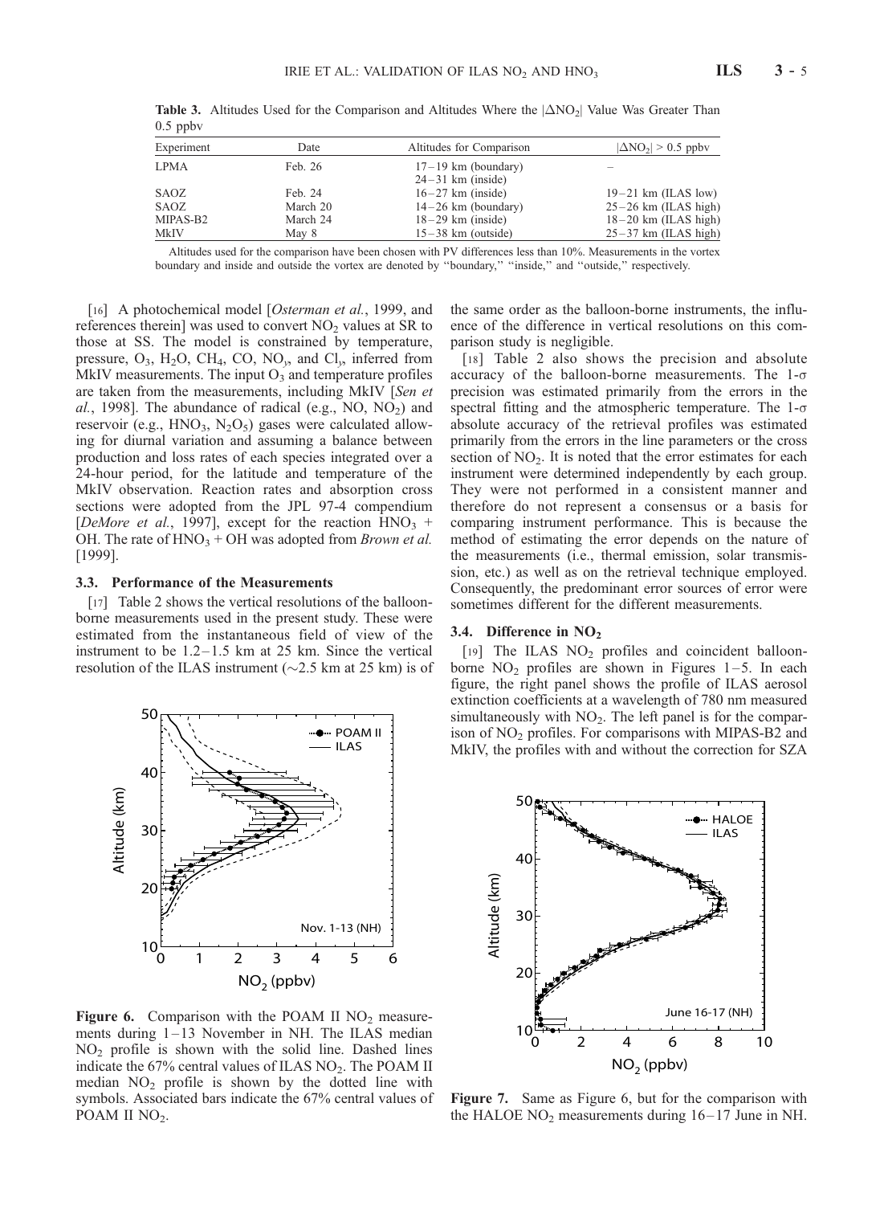**Table 3.** Altitudes Used for the Comparison and Altitudes Where the $|\Delta NO_2|$ Value Was Greater Than 0.5 ppbv

| Experiment | Date | Altitudes for Comparison | $\lvert\Delta NO_2\rvert > 0.5$ ppbv |
|---|---|---|---|
| LPMA | Feb. 26 | 17–19 km (boundary)<br>24–31 km (inside) | – |
| SAOZ | Feb. 24 | 16–27 km (inside) | 19–21 km (ILAS low) |
| SAOZ | March 20 | 14–26 km (boundary) | 25–26 km (ILAS high) |
| MIPAS-B2 | March 24 | 18–29 km (inside) | 18–20 km (ILAS high) |
| MkIV | May 8 | 15–38 km (outside) | 25–37 km (ILAS high) |

Altitudes used for the comparison have been chosen with PV differences less than 10%. Measurements in the vortex boundary and inside and outside the vortex are denoted by "boundary," "inside," and "outside," respectively.

[16] A photochemical model [*Osterman et al.*, 1999, and references therein] was used to convert $NO_2$ values at SR to those at SS. The model is constrained by temperature, pressure, $O_3$, $H_2O$, $CH_4$, CO, $NO_y$, and $Cl_y$, inferred from MkIV measurements. The input $O_3$ and temperature profiles are taken from the measurements, including MkIV [*Sen et al.*, 1998]. The abundance of radical (e.g., NO, $NO_2$) and reservoir (e.g., $HNO_3$, $N_2O_5$) gases were calculated allowing for diurnal variation and assuming a balance between production and loss rates of each species integrated over a 24-hour period, for the latitude and temperature of the MkIV observation. Reaction rates and absorption cross sections were adopted from the JPL 97-4 compendium [*DeMore et al.*, 1997], except for the reaction $HNO_3$ + OH. The rate of $HNO_3$ + OH was adopted from *Brown et al.* [1999].

### 3.3. Performance of the Measurements

[17] Table 2 shows the vertical resolutions of the balloon-borne measurements used in the present study. These were estimated from the instantaneous field of view of the instrument to be 1.2–1.5 km at 25 km. Since the vertical resolution of the ILAS instrument (~2.5 km at 25 km) is of the same order as the balloon-borne instruments, the influence of the difference in vertical resolutions on this comparison study is negligible.

[18] Table 2 also shows the precision and absolute accuracy of the balloon-borne measurements. The 1-$\sigma$ precision was estimated primarily from the errors in the spectral fitting and the atmospheric temperature. The 1-$\sigma$ absolute accuracy of the retrieval profiles was estimated primarily from the errors in the line parameters or the cross section of $NO_2$. It is noted that the error estimates for each instrument were determined independently by each group. They were not performed in a consistent manner and therefore do not represent a consensus or a basis for comparing instrument performance. This is because the method of estimating the error depends on the nature of the measurements (i.e., thermal emission, solar transmission, etc.) as well as on the retrieval technique employed. Consequently, the predominant error sources of error were sometimes different for the different measurements.

### 3.4. Difference in $NO_2$

[19] The ILAS $NO_2$ profiles and coincident balloon-borne $NO_2$ profiles are shown in Figures 1–5. In each figure, the right panel shows the profile of ILAS aerosol extinction coefficients at a wavelength of 780 nm measured simultaneously with $NO_2$. The left panel is for the comparison of $NO_2$ profiles. For comparisons with MIPAS-B2 and MkIV, the profiles with and without the correction for SZA

**Figure 6.** Comparison with the POAM II $NO_2$ measurements during 1–13 November in NH. The ILAS median $NO_2$ profile is shown with the solid line. Dashed lines indicate the 67% central values of ILAS $NO_2$. The POAM II median $NO_2$ profile is shown by the dotted line with symbols. Associated bars indicate the 67% central values of POAM II $NO_2$.

**Figure 7.** Same as Figure 6, but for the comparison with the HALOE $NO_2$ measurements during 16–17 June in NH.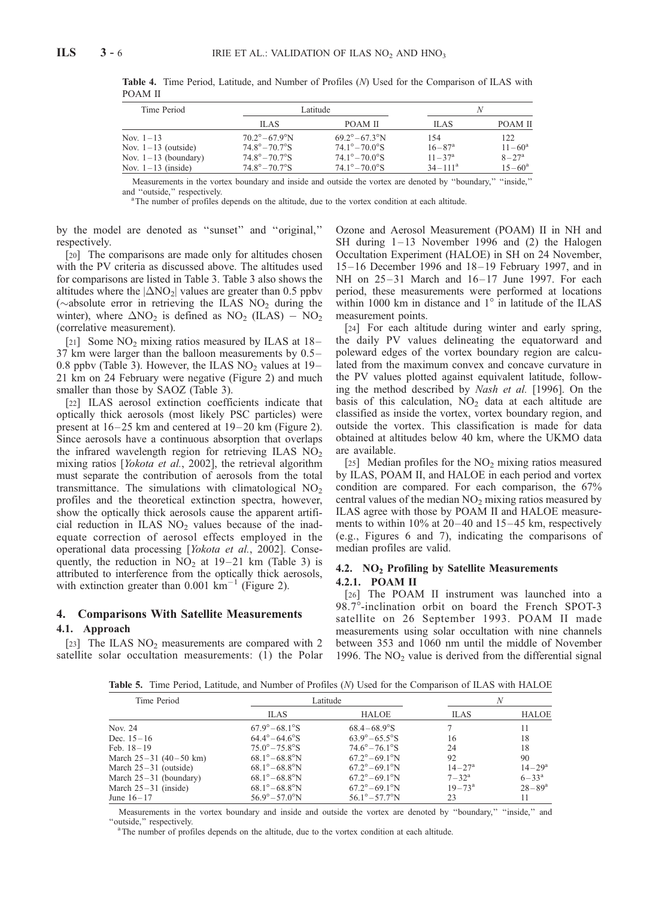**Table 4.** Time Period, Latitude, and Number of Profiles ($N$) Used for the Comparison of ILAS with POAM II

| Time Period | Latitude | | $N$ | |
|---|---|---|---|---|
| | ILAS | POAM II | ILAS | POAM II |
| Nov. 1–13 | 70.2°–67.9°N | 69.2°–67.3°N | 154 | 122 |
| Nov. 1–13 (outside) | 74.8°–70.7°S | 74.1°–70.0°S | 16–87[a] | 11–60[a] |
| Nov. 1–13 (boundary) | 74.8°–70.7°S | 74.1°–70.0°S | 11–37[a] | 8–27[a] |
| Nov. 1–13 (inside) | 74.8°–70.7°S | 74.1°–70.0°S | 34–111[a] | 15–60[a] |

Measurements in the vortex boundary and inside and outside the vortex are denoted by "boundary," "inside," and "outside," respectively.

[a] The number of profiles depends on the altitude, due to the vortex condition at each altitude.

by the model are denoted as "sunset" and "original," respectively.

[20] The comparisons are made only for altitudes chosen with the PV criteria as discussed above. The altitudes used for comparisons are listed in Table 3. Table 3 also shows the altitudes where the $|\Delta NO_2|$ values are greater than 0.5 ppbv (~absolute error in retrieving the ILAS $NO_2$ during the winter), where $\Delta NO_2$ is defined as $NO_2$ (ILAS) − $NO_2$ (correlative measurement).

[21] Some $NO_2$ mixing ratios measured by ILAS at 18–37 km were larger than the balloon measurements by 0.5–0.8 ppbv (Table 3). However, the ILAS $NO_2$ values at 19–21 km on 24 February were negative (Figure 2) and much smaller than those by SAOZ (Table 3).

[22] ILAS aerosol extinction coefficients indicate that optically thick aerosols (most likely PSC particles) were present at 16–25 km and centered at 19–20 km (Figure 2). Since aerosols have a continuous absorption that overlaps the infrared wavelength region for retrieving ILAS $NO_2$ mixing ratios [*Yokota et al.*, 2002], the retrieval algorithm must separate the contribution of aerosols from the total transmittance. The simulations with climatological $NO_2$ profiles and the theoretical extinction spectra, however, show the optically thick aerosols cause the apparent artificial reduction in ILAS $NO_2$ values because of the inadequate correction of aerosol effects employed in the operational data processing [*Yokota et al.*, 2002]. Consequently, the reduction in $NO_2$ at 19–21 km (Table 3) is attributed to interference from the optically thick aerosols, with extinction greater than 0.001 $km^{-1}$ (Figure 2).

## 4. Comparisons With Satellite Measurements

### 4.1. Approach

[23] The ILAS $NO_2$ measurements are compared with 2 satellite solar occultation measurements: (1) the Polar Ozone and Aerosol Measurement (POAM) II in NH and SH during 1–13 November 1996 and (2) the Halogen Occultation Experiment (HALOE) in SH on 24 November, 15–16 December 1996 and 18–19 February 1997, and in NH on 25–31 March and 16–17 June 1997. For each period, these measurements were performed at locations within 1000 km in distance and 1° in latitude of the ILAS measurement points.

[24] For each altitude during winter and early spring, the daily PV values delineating the equatorward and poleward edges of the vortex boundary region are calculated from the maximum convex and concave curvature in the PV values plotted against equivalent latitude, following the method described by *Nash et al.* [1996]. On the basis of this calculation, $NO_2$ data at each altitude are classified as inside the vortex, vortex boundary region, and outside the vortex. This classification is made for data obtained at altitudes below 40 km, where the UKMO data are available.

[25] Median profiles for the $NO_2$ mixing ratios measured by ILAS, POAM II, and HALOE in each period and vortex condition are compared. For each comparison, the 67% central values of the median $NO_2$ mixing ratios measured by ILAS agree with those by POAM II and HALOE measurements to within 10% at 20–40 and 15–45 km, respectively (e.g., Figures 6 and 7), indicating the comparisons of median profiles are valid.

### 4.2. $NO_2$ Profiling by Satellite Measurements

#### 4.2.1. POAM II

[26] The POAM II instrument was launched into a 98.7°-inclination orbit on board the French SPOT-3 satellite on 26 September 1993. POAM II made measurements using solar occultation with nine channels between 353 and 1060 nm until the middle of November 1996. The $NO_2$ value is derived from the differential signal

**Table 5.** Time Period, Latitude, and Number of Profiles ($N$) Used for the Comparison of ILAS with HALOE

| Time Period | Latitude | | $N$ | |
|---|---|---|---|---|
| | ILAS | HALOE | ILAS | HALOE |
| Nov. 24 | 67.9°–68.1°S | 68.4–68.9°S | 7 | 11 |
| Dec. 15–16 | 64.4°–64.6°S | 63.9°–65.5°S | 16 | 18 |
| Feb. 18–19 | 75.0°–75.8°S | 74.6°–76.1°S | 24 | 18 |
| March 25–31 (40–50 km) | 68.1°–68.8°N | 67.2°–69.1°N | 92 | 90 |
| March 25–31 (outside) | 68.1°–68.8°N | 67.2°–69.1°N | 14–27[a] | 14–29[a] |
| March 25–31 (boundary) | 68.1°–68.8°N | 67.2°–69.1°N | 7–32[a] | 6–33[a] |
| March 25–31 (inside) | 68.1°–68.8°N | 67.2°–69.1°N | 19–73[a] | 28–89[a] |
| June 16–17 | 56.9°–57.0°N | 56.1°–57.7°N | 23 | 11 |

Measurements in the vortex boundary and inside and outside the vortex are denoted by "boundary," "inside," and "outside," respectively.

[a] The number of profiles depends on the altitude, due to the vortex condition at each altitude.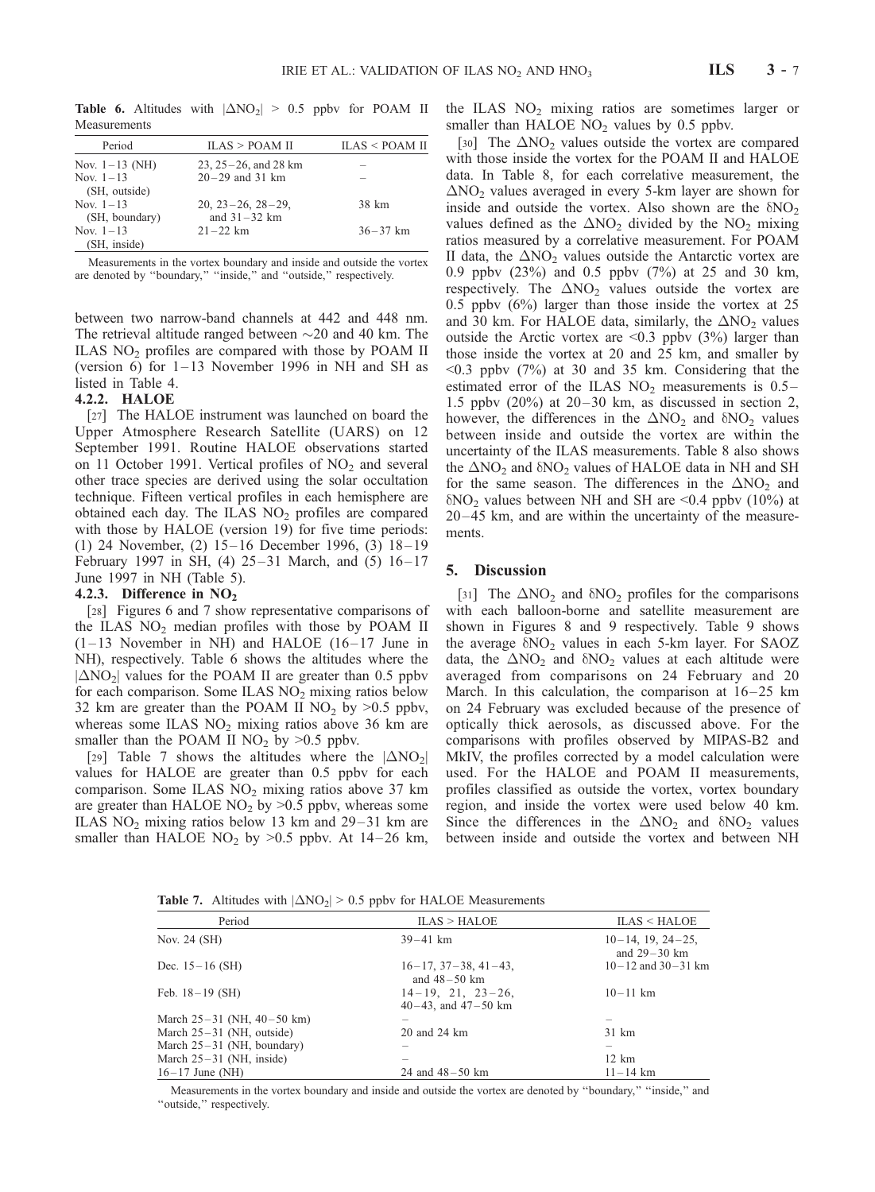**Table 6.** Altitudes with $|\Delta NO_2| > 0.5$ ppbv for POAM II Measurements

| Period | ILAS > POAM II | ILAS < POAM II |
|---|---|---|
| Nov. 1–13 (NH) | 23, 25–26, and 28 km | – |
| Nov. 1–13 (SH, outside) | 20–29 and 31 km | – |
| Nov. 1–13 (SH, boundary) | 20, 23–26, 28–29, and 31–32 km | 38 km |
| Nov. 1–13 (SH, inside) | 21–22 km | 36–37 km |

Measurements in the vortex boundary and inside and outside the vortex are denoted by "boundary," "inside," and "outside," respectively.

between two narrow-band channels at 442 and 448 nm. The retrieval altitude ranged between ~20 and 40 km. The ILAS $NO_2$ profiles are compared with those by POAM II (version 6) for 1–13 November 1996 in NH and SH as listed in Table 4.

#### 4.2.2. HALOE

[27] The HALOE instrument was launched on board the Upper Atmosphere Research Satellite (UARS) on 12 September 1991. Routine HALOE observations started on 11 October 1991. Vertical profiles of $NO_2$ and several other trace species are derived using the solar occultation technique. Fifteen vertical profiles in each hemisphere are obtained each day. The ILAS $NO_2$ profiles are compared with those by HALOE (version 19) for five time periods: (1) 24 November, (2) 15–16 December 1996, (3) 18–19 February 1997 in SH, (4) 25–31 March, and (5) 16–17 June 1997 in NH (Table 5).

#### 4.2.3. Difference in $NO_2$

[28] Figures 6 and 7 show representative comparisons of the ILAS $NO_2$ median profiles with those by POAM II (1–13 November in NH) and HALOE (16–17 June in NH), respectively. Table 6 shows the altitudes where the $|\Delta NO_2|$ values for the POAM II are greater than 0.5 ppbv for each comparison. Some ILAS $NO_2$ mixing ratios below 32 km are greater than the POAM II $NO_2$ by >0.5 ppbv, whereas some ILAS $NO_2$ mixing ratios above 36 km are smaller than the POAM II $NO_2$ by >0.5 ppbv.

[29] Table 7 shows the altitudes where the $|\Delta NO_2|$ values for HALOE are greater than 0.5 ppbv for each comparison. Some ILAS $NO_2$ mixing ratios above 37 km are greater than HALOE $NO_2$ by >0.5 ppbv, whereas some ILAS $NO_2$ mixing ratios below 13 km and 29–31 km are smaller than HALOE $NO_2$ by >0.5 ppbv. At 14–26 km, the ILAS $NO_2$ mixing ratios are sometimes larger or smaller than HALOE $NO_2$ values by 0.5 ppbv.

[30] The $\Delta NO_2$ values outside the vortex are compared with those inside the vortex for the POAM II and HALOE data. In Table 8, for each correlative measurement, the $\Delta NO_2$ values averaged in every 5-km layer are shown for inside and outside the vortex. Also shown are the $\delta NO_2$ values defined as the $\Delta NO_2$ divided by the $NO_2$ mixing ratios measured by a correlative measurement. For POAM II data, the $\Delta NO_2$ values outside the Antarctic vortex are 0.9 ppbv (23%) and 0.5 ppbv (7%) at 25 and 30 km, respectively. The $\Delta NO_2$ values outside the vortex are 0.5 ppbv (6%) larger than those inside the vortex at 25 and 30 km. For HALOE data, similarly, the $\Delta NO_2$ values outside the Arctic vortex are <0.3 ppbv (3%) larger than those inside the vortex at 20 and 25 km, and smaller by <0.3 ppbv (7%) at 30 and 35 km. Considering that the estimated error of the ILAS $NO_2$ measurements is 0.5–1.5 ppbv (20%) at 20–30 km, as discussed in section 2, however, the differences in the $\Delta NO_2$ and $\delta NO_2$ values between inside and outside the vortex are within the uncertainty of the ILAS measurements. Table 8 also shows the $\Delta NO_2$ and $\delta NO_2$ values of HALOE data in NH and SH for the same season. The differences in the $\Delta NO_2$ and $\delta NO_2$ values between NH and SH are <0.4 ppbv (10%) at 20–45 km, and are within the uncertainty of the measurements.

## 5. Discussion

[31] The $\Delta NO_2$ and $\delta NO_2$ profiles for the comparisons with each balloon-borne and satellite measurement are shown in Figures 8 and 9 respectively. Table 9 shows the average $\delta NO_2$ values in each 5-km layer. For SAOZ data, the $\Delta NO_2$ and $\delta NO_2$ values at each altitude were averaged from comparisons on 24 February and 20 March. In this calculation, the comparison at 16–25 km on 24 February was excluded because of the presence of optically thick aerosols, as discussed above. For the comparisons with profiles observed by MIPAS-B2 and MkIV, the profiles corrected by a model calculation were used. For the HALOE and POAM II measurements, profiles classified as outside the vortex, vortex boundary region, and inside the vortex were used below 40 km. Since the differences in the $\Delta NO_2$ and $\delta NO_2$ values between inside and outside the vortex and between NH

**Table 7.** Altitudes with $|\Delta NO_2| > 0.5$ ppbv for HALOE Measurements

| Period | ILAS > HALOE | ILAS < HALOE |
|---|---|---|
| Nov. 24 (SH) | 39–41 km | 10–14, 19, 24–25, and 29–30 km |
| Dec. 15–16 (SH) | 16–17, 37–38, 41–43, and 48–50 km | 10–12 and 30–31 km |
| Feb. 18–19 (SH) | 14–19, 21, 23–26, 40–43, and 47–50 km | 10–11 km |
| March 25–31 (NH, 40–50 km) | – | – |
| March 25–31 (NH, outside) | 20 and 24 km | 31 km |
| March 25–31 (NH, boundary) | – | – |
| March 25–31 (NH, inside) | – | 12 km |
| 16–17 June (NH) | 24 and 48–50 km | 11–14 km |

Measurements in the vortex boundary and inside and outside the vortex are denoted by "boundary," "inside," and "outside," respectively.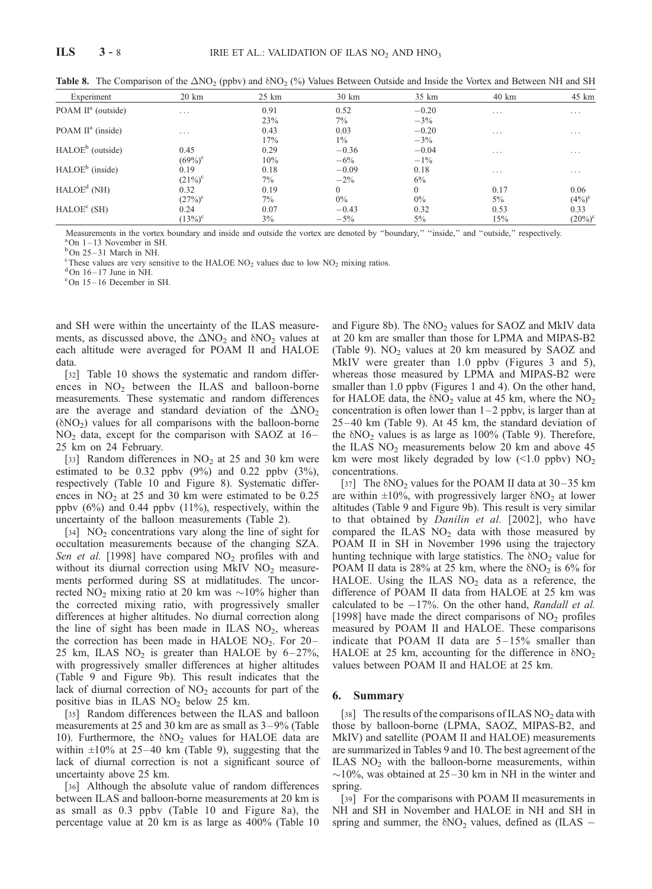**Table 8.** The Comparison of the $\Delta NO_2$ (ppbv) and $\delta NO_2$ (%) Values Between Outside and Inside the Vortex and Between NH and SH

| Experiment | 20 km | 25 km | 30 km | 35 km | 40 km | 45 km |
|---|---|---|---|---|---|---|
| POAM II[a] (outside) | ... | 0.91 | 0.52 | −0.20 | ... | ... |
| | | 23% | 7% | −3% | | |
| POAM II[a] (inside) | ... | 0.43 | 0.03 | −0.20 | ... | ... |
| | | 17% | 1% | −3% | | |
| HALOE[b] (outside) | 0.45 | 0.29 | −0.36 | −0.04 | ... | ... |
| | (69%)[c] | 10% | −6% | −1% | | |
| HALOE[b] (inside) | 0.19 | 0.18 | −0.09 | 0.18 | ... | ... |
| | (21%)[c] | 7% | −2% | 6% | | |
| HALOE[d] (NH) | 0.32 | 0.19 | 0 | 0 | 0.17 | 0.06 |
| | (27%)[c] | 7% | 0% | 0% | 5% | (4%)[c] |
| HALOE[e] (SH) | 0.24 | 0.07 | −0.43 | 0.32 | 0.53 | 0.33 |
| | (13%)[c] | 3% | −5% | 5% | 15% | (20%)[c] |

Measurements in the vortex boundary and inside and outside the vortex are denoted by "boundary," "inside," and "outside," respectively.
[a]On 1–13 November in SH.
[b]On 25–31 March in NH.
[c]These values are very sensitive to the HALOE $NO_2$ values due to low $NO_2$ mixing ratios.
[d]On 16–17 June in NH.
[e]On 15–16 December in SH.

and SH were within the uncertainty of the ILAS measurements, as discussed above, the $\Delta NO_2$ and $\delta NO_2$ values at each altitude were averaged for POAM II and HALOE data.

[32] Table 10 shows the systematic and random differences in $NO_2$ between the ILAS and balloon-borne measurements. These systematic and random differences are the average and standard deviation of the $\Delta NO_2$ ($\delta NO_2$) values for all comparisons with the balloon-borne $NO_2$ data, except for the comparison with SAOZ at 16–25 km on 24 February.

[33] Random differences in $NO_2$ at 25 and 30 km were estimated to be 0.32 ppbv (9%) and 0.22 ppbv (3%), respectively (Table 10 and Figure 8). Systematic differences in $NO_2$ at 25 and 30 km were estimated to be 0.25 ppbv (6%) and 0.44 ppbv (11%), respectively, within the uncertainty of the balloon measurements (Table 2).

[34] $NO_2$ concentrations vary along the line of sight for occultation measurements because of the changing SZA. *Sen et al.* [1998] have compared $NO_2$ profiles with and without its diurnal correction using MkIV $NO_2$ measurements performed during SS at midlatitudes. The uncorrected $NO_2$ mixing ratio at 20 km was ~10% higher than the corrected mixing ratio, with progressively smaller differences at higher altitudes. No diurnal correction along the line of sight has been made in ILAS $NO_2$, whereas the correction has been made in HALOE $NO_2$. For 20–25 km, ILAS $NO_2$ is greater than HALOE by 6–27%, with progressively smaller differences at higher altitudes (Table 9 and Figure 9b). This result indicates that the lack of diurnal correction of $NO_2$ accounts for part of the positive bias in ILAS $NO_2$ below 25 km.

[35] Random differences between the ILAS and balloon measurements at 25 and 30 km are as small as 3–9% (Table 10). Furthermore, the $\delta NO_2$ values for HALOE data are within ±10% at 25–40 km (Table 9), suggesting that the lack of diurnal correction is not a significant source of uncertainty above 25 km.

[36] Although the absolute value of random differences between ILAS and balloon-borne measurements at 20 km is as small as 0.3 ppbv (Table 10 and Figure 8a), the percentage value at 20 km is as large as 400% (Table 10 and Figure 8b). The $\delta NO_2$ values for SAOZ and MkIV data at 20 km are smaller than those for LPMA and MIPAS-B2 (Table 9). $NO_2$ values at 20 km measured by SAOZ and MkIV were greater than 1.0 ppbv (Figures 3 and 5), whereas those measured by LPMA and MIPAS-B2 were smaller than 1.0 ppbv (Figures 1 and 4). On the other hand, for HALOE data, the $\delta NO_2$ value at 45 km, where the $NO_2$ concentration is often lower than 1–2 ppbv, is larger than at 25–40 km (Table 9). At 45 km, the standard deviation of the $\delta NO_2$ values is as large as 100% (Table 9). Therefore, the ILAS $NO_2$ measurements below 20 km and above 45 km were most likely degraded by low (<1.0 ppbv) $NO_2$ concentrations.

[37] The $\delta NO_2$ values for the POAM II data at 30–35 km are within ±10%, with progressively larger $\delta NO_2$ at lower altitudes (Table 9 and Figure 9b). This result is very similar to that obtained by *Danilin et al.* [2002], who have compared the ILAS $NO_2$ data with those measured by POAM II in SH in November 1996 using the trajectory hunting technique with large statistics. The $\delta NO_2$ value for POAM II data is 28% at 25 km, where the $\delta NO_2$ is 6% for HALOE. Using the ILAS $NO_2$ data as a reference, the difference of POAM II data from HALOE at 25 km was calculated to be −17%. On the other hand, *Randall et al.* [1998] have made the direct comparisons of $NO_2$ profiles measured by POAM II and HALOE. These comparisons indicate that POAM II data are 5–15% smaller than HALOE at 25 km, accounting for the difference in $\delta NO_2$ values between POAM II and HALOE at 25 km.

## 6. Summary

[38] The results of the comparisons of ILAS $NO_2$ data with those by balloon-borne (LPMA, SAOZ, MIPAS-B2, and MkIV) and satellite (POAM II and HALOE) measurements are summarized in Tables 9 and 10. The best agreement of the ILAS $NO_2$ with the balloon-borne measurements, within ~10%, was obtained at 25–30 km in NH in the winter and spring.

[39] For the comparisons with POAM II measurements in NH and SH in November and HALOE in NH and SH in spring and summer, the $\delta NO_2$ values, defined as (ILAS −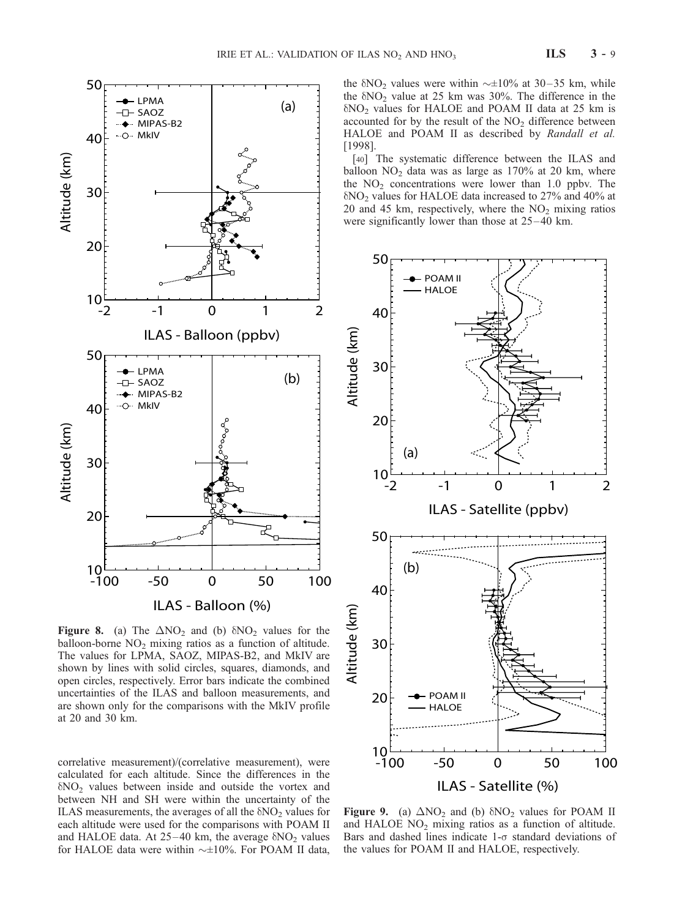correlative measurement)/(correlative measurement), were calculated for each altitude. Since the differences in the $\delta NO_2$ values between inside and outside the vortex and between NH and SH were within the uncertainty of the ILAS measurements, the averages of all the $\delta NO_2$ values for each altitude were used for the comparisons with POAM II and HALOE data. At 25–40 km, the average $\delta NO_2$ values for HALOE data were within $\sim\pm 10\%$. For POAM II data, the $\delta NO_2$ values were within $\sim\pm 10\%$ at 30–35 km, while the $\delta NO_2$ value at 25 km was 30%. The difference in the $\delta NO_2$ values for HALOE and POAM II data at 25 km is accounted for by the result of the $NO_2$ difference between HALOE and POAM II as described by *Randall et al.* [1998].

[40] The systematic difference between the ILAS and balloon $NO_2$ data was as large as 170% at 20 km, where the $NO_2$ concentrations were lower than 1.0 ppbv. The $\delta NO_2$ values for HALOE data increased to 27% and 40% at 20 and 45 km, respectively, where the $NO_2$ mixing ratios were significantly lower than those at 25–40 km.

**Figure 8.** (a) The $\Delta NO_2$ and (b) $\delta NO_2$ values for the balloon-borne $NO_2$ mixing ratios as a function of altitude. The values for LPMA, SAOZ, MIPAS-B2, and MkIV are shown by lines with solid circles, squares, diamonds, and open circles, respectively. Error bars indicate the combined uncertainties of the ILAS and balloon measurements, and are shown only for the comparisons with the MkIV profile at 20 and 30 km.

**Figure 9.** (a) $\Delta NO_2$ and (b) $\delta NO_2$ values for POAM II and HALOE $NO_2$ mixing ratios as a function of altitude. Bars and dashed lines indicate 1-$\sigma$ standard deviations of the values for POAM II and HALOE, respectively.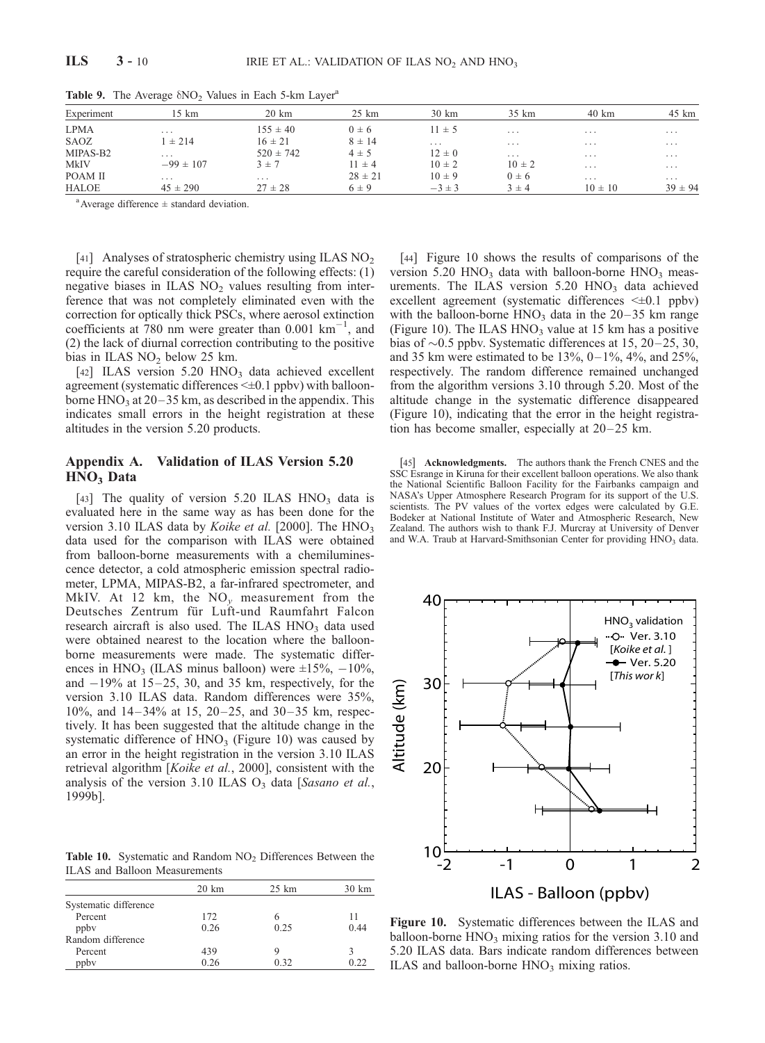**Table 9.** The Average $\delta NO_2$ Values in Each 5-km Layer[a]

| Experiment | 15 km | 20 km | 25 km | 30 km | 35 km | 40 km | 45 km |
|---|---|---|---|---|---|---|---|
| LPMA | ... | 155 ± 40 | 0 ± 6 | 11 ± 5 | ... | ... | ... |
| SAOZ | 1 ± 214 | 16 ± 21 | 8 ± 14 | ... | ... | ... | ... |
| MIPAS-B2 | ... | 520 ± 742 | 4 ± 5 | 12 ± 0 | ... | ... | ... |
| MkIV | −99 ± 107 | 3 ± 7 | 11 ± 4 | 10 ± 2 | 10 ± 2 | ... | ... |
| POAM II | ... | ... | 28 ± 21 | 10 ± 9 | 0 ± 6 | ... | ... |
| HALOE | 45 ± 290 | 27 ± 28 | 6 ± 9 | −3 ± 3 | 3 ± 4 | 10 ± 10 | 39 ± 94 |

[a] Average difference ± standard deviation.

[41] Analyses of stratospheric chemistry using ILAS $NO_2$ require the careful consideration of the following effects: (1) negative biases in ILAS $NO_2$ values resulting from interference that was not completely eliminated even with the correction for optically thick PSCs, where aerosol extinction coefficients at 780 nm were greater than 0.001 $km^{-1}$, and (2) the lack of diurnal correction contributing to the positive bias in ILAS $NO_2$ below 25 km.

[42] ILAS version 5.20 $HNO_3$ data achieved excellent agreement (systematic differences <±0.1 ppbv) with balloon-borne $HNO_3$ at 20–35 km, as described in the appendix. This indicates small errors in the height registration at these altitudes in the version 5.20 products.

## Appendix A. Validation of ILAS Version 5.20 $HNO_3$ Data

[43] The quality of version 5.20 ILAS $HNO_3$ data is evaluated here in the same way as has been done for the version 3.10 ILAS data by *Koike et al.* [2000]. The $HNO_3$ data used for the comparison with ILAS were obtained from balloon-borne measurements with a chemiluminescence detector, a cold atmospheric emission spectral radiometer, LPMA, MIPAS-B2, a far-infrared spectrometer, and MkIV. At 12 km, the $NO_y$ measurement from the Deutsches Zentrum für Luft-und Raumfahrt Falcon research aircraft is also used. The ILAS $HNO_3$ data used were obtained nearest to the location where the balloon-borne measurements were made. The systematic differences in $HNO_3$ (ILAS minus balloon) were ±15%, −10%, and −19% at 15–25, 30, and 35 km, respectively, for the version 3.10 ILAS data. Random differences were 35%, 10%, and 14–34% at 15, 20–25, and 30–35 km, respectively. It has been suggested that the altitude change in the systematic difference of $HNO_3$ (Figure 10) was caused by an error in the height registration in the version 3.10 ILAS retrieval algorithm [*Koike et al.*, 2000], consistent with the analysis of the version 3.10 ILAS $O_3$ data [*Sasano et al.*, 1999b].

**Table 10.** Systematic and Random $NO_2$ Differences Between the ILAS and Balloon Measurements

| | 20 km | 25 km | 30 km |
|---|---|---|---|
| Systematic difference | | | |
| Percent | 172 | 6 | 11 |
| ppbv | 0.26 | 0.25 | 0.44 |
| Random difference | | | |
| Percent | 439 | 9 | 3 |
| ppbv | 0.26 | 0.32 | 0.22 |

[44] Figure 10 shows the results of comparisons of the version 5.20 $HNO_3$ data with balloon-borne $HNO_3$ measurements. The ILAS version 5.20 $HNO_3$ data achieved excellent agreement (systematic differences <±0.1 ppbv) with the balloon-borne $HNO_3$ data in the 20–35 km range (Figure 10). The ILAS $HNO_3$ value at 15 km has a positive bias of ~0.5 ppbv. Systematic differences at 15, 20–25, 30, and 35 km were estimated to be 13%, 0–1%, 4%, and 25%, respectively. The random difference remained unchanged from the algorithm versions 3.10 through 5.20. Most of the altitude change in the systematic difference disappeared (Figure 10), indicating that the error in the height registration has become smaller, especially at 20–25 km.

[45] **Acknowledgments.** The authors thank the French CNES and the SSC Esrange in Kiruna for their excellent balloon operations. We also thank the National Scientific Balloon Facility for the Fairbanks campaign and NASA's Upper Atmosphere Research Program for its support of the U.S. scientists. The PV values of the vortex edges were calculated by G.E. Bodeker at National Institute of Water and Atmospheric Research, New Zealand. The authors wish to thank F.J. Murcray at University of Denver and W.A. Traub at Harvard-Smithsonian Center for providing $HNO_3$ data.

**Figure 10.** Systematic differences between the ILAS and balloon-borne $HNO_3$ mixing ratios for the version 3.10 and 5.20 ILAS data. Bars indicate random differences between ILAS and balloon-borne $HNO_3$ mixing ratios.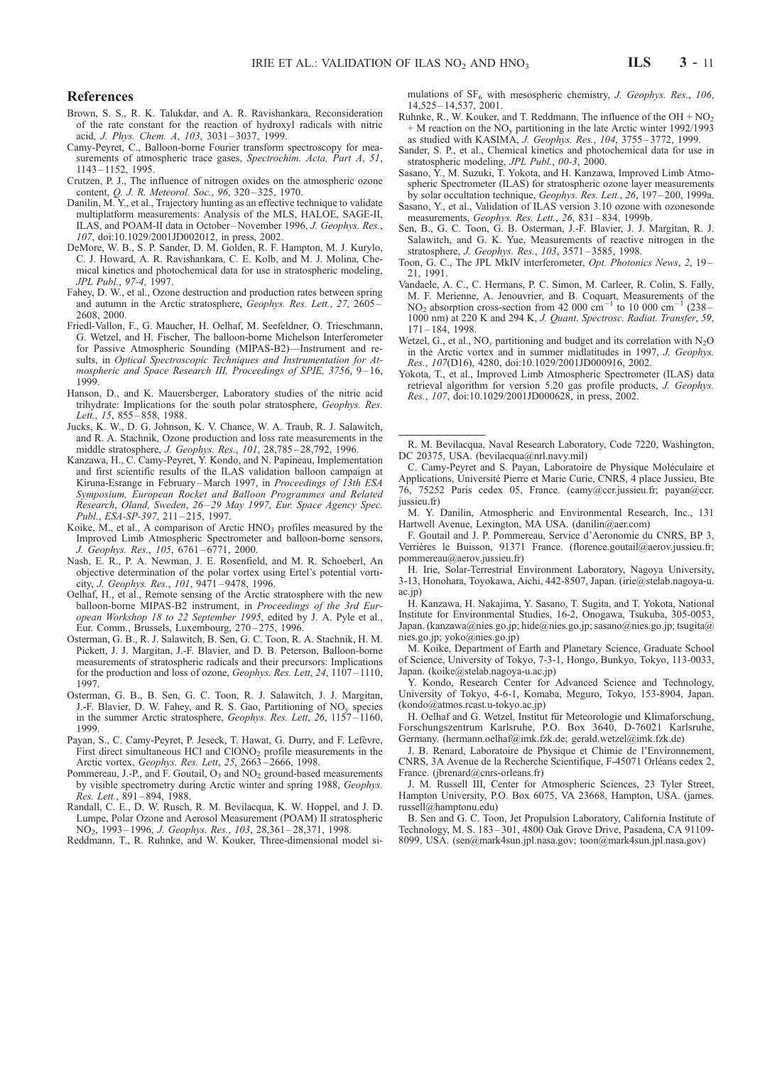## References

Brown, S. S., R. K. Talukdar, and A. R. Ravishankara, Reconsideration of the rate constant for the reaction of hydroxyl radicals with nitric acid, *J. Phys. Chem. A*, *103*, 3031–3037, 1999.

Camy-Peyret, C., Balloon-borne Fourier transform spectroscopy for measurements of atmospheric trace gases, *Spectrochim. Acta, Part A*, *51*, 1143–1152, 1995.

Crutzen, P. J., The influence of nitrogen oxides on the atmospheric ozone content, *Q. J. R. Meteorol. Soc.*, *96*, 320–325, 1970.

Danilin, M. Y., et al., Trajectory hunting as an effective technique to validate multiplatform measurements: Analysis of the MLS, HALOE, SAGE-II, ILAS, and POAM-II data in October–November 1996, *J. Geophys. Res.*, *107*, doi:10.1029/2001JD002012, in press, 2002.

DeMore, W. B., S. P. Sander, D. M. Golden, R. F. Hampton, M. J. Kurylo, C. J. Howard, A. R. Ravishankara, C. E. Kolb, and M. J. Molina, Chemical kinetics and photochemical data for use in stratospheric modeling, *JPL Publ.*, *97-4*, 1997.

Fahey, D. W., et al., Ozone destruction and production rates between spring and autumn in the Arctic stratosphere, *Geophys. Res. Lett.*, *27*, 2605–2608, 2000.

Friedl-Vallon, F., G. Maucher, H. Oelhaf, M. Seefeldner, O. Trieschmann, G. Wetzel, and H. Fischer, The balloon-borne Michelson Interferometer for Passive Atmospheric Sounding (MIPAS-B2)—Instrument and results, in *Optical Spectroscopic Techniques and Instrumentation for Atmospheric and Space Research III, Proceedings of SPIE, 3756*, 9–16, 1999.

Hanson, D., and K. Mauersberger, Laboratory studies of the nitric acid trihydrate: Implications for the south polar stratosphere, *Geophys. Res. Lett.*, *15*, 855–858, 1988.

Jucks, K. W., D. G. Johnson, K. V. Chance, W. A. Traub, R. J. Salawitch, and R. A. Stachnik, Ozone production and loss rate measurements in the middle stratosphere, *J. Geophys. Res.*, *101*, 28,785–28,792, 1996.

Kanzawa, H., C. Camy-Peyret, Y. Kondo, and N. Papineau, Implementation and first scientific results of the ILAS validation balloon campaign at Kiruna-Esrange in February–March 1997, in *Proceedings of 13th ESA Symposium, European Rocket and Balloon Programmes and Related Research*, *Oland, Sweden*, *26–29 May 1997*, *Eur. Space Agency Spec. Publ.*, *ESA-SP-397*, 211–215, 1997.

Koike, M., et al., A comparison of Arctic $HNO_3$ profiles measured by the Improved Limb Atmospheric Spectrometer and balloon-borne sensors, *J. Geophys. Res.*, *105*, 6761–6771, 2000.

Nash, E. R., P. A. Newman, J. E. Rosenfield, and M. R. Schoeberl, An objective determination of the polar vortex using Ertel's potential vorticity, *J. Geophys. Res.*, *101*, 9471–9478, 1996.

Oelhaf, H., et al., Remote sensing of the Arctic stratosphere with the new balloon-borne MIPAS-B2 instrument, in *Proceedings of the 3rd European Workshop 18 to 22 September 1995*, edited by J. A. Pyle et al., Eur. Comm., Brussels, Luxembourg, 270–275, 1996.

Osterman, G. B., R. J. Salawitch, B. Sen, G. C. Toon, R. A. Stachnik, H. M. Pickett, J. J. Margitan, J.-F. Blavier, and D. B. Peterson, Balloon-borne measurements of stratospheric radicals and their precursors: Implications for the production and loss of ozone, *Geophys. Res. Lett*, *24*, 1107–1110, 1997.

Osterman, G. B., B. Sen, G. C. Toon, R. J. Salawitch, J. J. Margitan, J.-F. Blavier, D. W. Fahey, and R. S. Gao, Partitioning of $NO_y$ species in the summer Arctic stratosphere, *Geophys. Res. Lett*, *26*, 1157–1160, 1999.

Payan, S., C. Camy-Peyret, P. Jeseck, T. Hawat, G. Durry, and F. Lefèvre, First direct simultaneous HCl and $ClONO_2$ profile measurements in the Arctic vortex, *Geophys. Res. Lett*, *25*, 2663–2666, 1998.

Pommereau, J.-P., and F. Goutail, $O_3$ and $NO_2$ ground-based measurements by visible spectrometry during Arctic winter and spring 1988, *Geophys. Res. Lett.*, 891–894, 1988.

Randall, C. E., D. W. Rusch, R. M. Bevilacqua, K. W. Hoppel, and J. D. Lumpe, Polar Ozone and Aerosol Measurement (POAM) II stratospheric $NO_2$, 1993–1996, *J. Geophys. Res.*, *103*, 28,361–28,371, 1998.

Reddmann, T., R. Ruhnke, and W. Kouker, Three-dimensional model simulations of $SF_6$ with mesospheric chemistry, *J. Geophys. Res.*, *106*, 14,525–14,537, 2001.

Ruhnke, R., W. Kouker, and T. Reddmann, The influence of the OH + $NO_2$ + M reaction on the $NO_y$ partitioning in the late Arctic winter 1992/1993 as studied with KASIMA, *J. Geophys. Res.*, *104*, 3755–3772, 1999.

Sander, S. P., et al., Chemical kinetics and photochemical data for use in stratospheric modeling, *JPL Publ.*, *00-3*, 2000.

Sasano, Y., M. Suzuki, T. Yokota, and H. Kanzawa, Improved Limb Atmospheric Spectrometer (ILAS) for stratospheric ozone layer measurements by solar occultation technique, *Geophys. Res. Lett.*, *26*, 197–200, 1999a.

Sasano, Y., et al., Validation of ILAS version 3.10 ozone with ozonesonde measurements, *Geophys. Res. Lett.*, *26*, 831–834, 1999b.

Sen, B., G. C. Toon, G. B. Osterman, J.-F. Blavier, J. J. Margitan, R. J. Salawitch, and G. K. Yue, Measurements of reactive nitrogen in the stratosphere, *J. Geophys. Res.*, *103*, 3571–3585, 1998.

Toon, G. C., The JPL MkIV interferometer, *Opt. Photonics News*, *2*, 19–21, 1991.

Vandaele, A. C., C. Hermans, P. C. Simon, M. Carleer, R. Colin, S. Fally, M. F. Merienne, A. Jenouvrier, and B. Coquart, Measurements of the $NO_2$ absorption cross-section from 42 000 $cm^{-1}$ to 10 000 $cm^{-1}$ (238–1000 nm) at 220 K and 294 K, *J. Quant. Spectrosc. Radiat. Transfer*, *59*, 171–184, 1998.

Wetzel, G., et al., $NO_y$ partitioning and budget and its correlation with $N_2O$ in the Arctic vortex and in summer midlatitudes in 1997, *J. Geophys. Res.*, *107*(D16), 4280, doi:10.1029/2001JD000916, 2002.

Yokota, T., et al., Improved Limb Atmospheric Spectrometer (ILAS) data retrieval algorithm for version 5.20 gas profile products, *J. Geophys. Res.*, *107*, doi:10.1029/2001JD000628, in press, 2002.

---

R. M. Bevilacqua, Naval Research Laboratory, Code 7220, Washington, DC 20375, USA. (bevilacqua@nrl.navy.mil)

C. Camy-Peyret and S. Payan, Laboratoire de Physique Moléculaire et Applications, Université Pierre et Marie Curie, CNRS, 4 place Jussieu, Bte 76, 75252 Paris cedex 05, France. (camy@ccr.jussieu.fr; payan@ccr.jussieu.fr)

M. Y. Danilin, Atmospheric and Environmental Research, Inc., 131 Hartwell Avenue, Lexington, MA USA. (danilin@aer.com)

F. Goutail and J. P. Pommereau, Service d'Aeronomie du CNRS, BP 3, Verrières le Buisson, 91371 France. (florence.goutail@aerov.jussieu.fr; pommereau@aerov.jussieu.fr)

H. Irie, Solar-Terrestrial Environment Laboratory, Nagoya University, 3-13, Honohara, Toyokawa, Aichi, 442-8507, Japan. (irie@stelab.nagoya-u.ac.jp)

H. Kanzawa, H. Nakajima, Y. Sasano, T. Sugita, and T. Yokota, National Institute for Environmental Studies, 16-2, Onogawa, Tsukuba, 305-0053, Japan. (kanzawa@nies.go.jp; hide@nies.go.jp; sasano@nies.go.jp; tsugita@nies.go.jp; yoko@nies.go.jp)

M. Koike, Department of Earth and Planetary Science, Graduate School of Science, University of Tokyo, 7-3-1, Hongo, Bunkyo, Tokyo, 113-0033, Japan. (koike@stelab.nagoya-u.ac.jp)

Y. Kondo, Research Center for Advanced Science and Technology, University of Tokyo, 4-6-1, Komaba, Meguro, Tokyo, 153-8904, Japan. (kondo@atmos.rcast.u-tokyo.ac.jp)

H. Oelhaf and G. Wetzel, Institut für Meteorologie und Klimaforschung, Forschungszentrum Karlsruhe, P.O. Box 3640, D-76021 Karlsruhe, Germany. (hermann.oelhaf@imk.fzk.de; gerald.wetzel@imk.fzk.de)

J. B. Renard, Laboratoire de Physique et Chimie de l'Environnement, CNRS, 3A Avenue de la Recherche Scientifique, F-45071 Orléans cedex 2, France. (jbrenard@cnrs-orleans.fr)

J. M. Russell III, Center for Atmospheric Sciences, 23 Tyler Street, Hampton University, P.O. Box 6075, VA 23668, Hampton, USA. (james.russell@hamptonu.edu)

B. Sen and G. C. Toon, Jet Propulsion Laboratory, California Institute of Technology, M. S. 183–301, 4800 Oak Grove Drive, Pasadena, CA 91109-8099, USA. (sen@mark4sun.jpl.nasa.gov; toon@mark4sun.jpl.nasa.gov)